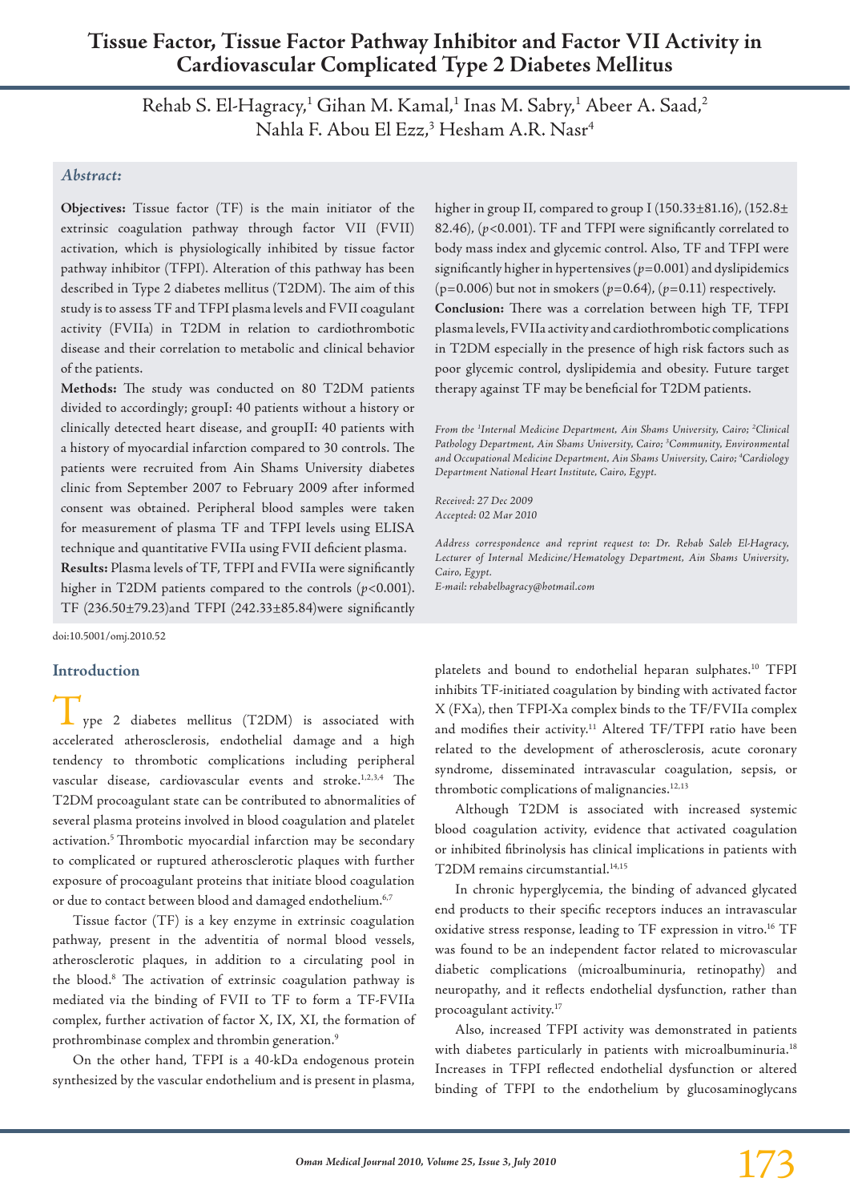# Tissue Factor, Tissue Factor Pathway Inhibitor and Factor VII Activity in Cardiovascular Complicated Type 2 Diabetes Mellitus

Rehab S. El-Hagracy,[1] Gihan M. Kamal,[1] Inas M. Sabry,[1] Abeer A. Saad,[2] Nahla F. Abou El Ezz,[3] Hesham A.R. Nasr[4]

### *Abstract:*

**Objectives:** Tissue factor (TF) is the main initiator of the extrinsic coagulation pathway through factor VII (FVII) activation, which is physiologically inhibited by tissue factor pathway inhibitor (TFPI). Alteration of this pathway has been described in Type 2 diabetes mellitus (T2DM). The aim of this study is to assess TF and TFPI plasma levels and FVII coagulant activity (FVIIa) in T2DM in relation to cardiothrombotic disease and their correlation to metabolic and clinical behavior of the patients.

**Methods:** The study was conducted on 80 T2DM patients divided to accordingly; groupI: 40 patients without a history or clinically detected heart disease, and groupII: 40 patients with a history of myocardial infarction compared to 30 controls. The patients were recruited from Ain Shams University diabetes clinic from September 2007 to February 2009 after informed consent was obtained. Peripheral blood samples were taken for measurement of plasma TF and TFPI levels using ELISA technique and quantitative FVIIa using FVII deficient plasma.

**Results:** Plasma levels of TF, TFPI and FVIIa were significantly higher in T2DM patients compared to the controls ($p<0.001$). TF (236.50±79.23)and TFPI (242.33±85.84)were significantly higher in group II, compared to group I (150.33±81.16), (152.8± 82.46), ($p<0.001$). TF and TFPI were significantly correlated to body mass index and glycemic control. Also, TF and TFPI were significantly higher in hypertensives ($p=0.001$) and dyslipidemics ($p=0.006$) but not in smokers ($p=0.64$), ($p=0.11$) respectively.

**Conclusion:** There was a correlation between high TF, TFPI plasma levels, FVIIa activity and cardiothrombotic complications in T2DM especially in the presence of high risk factors such as poor glycemic control, dyslipidemia and obesity. Future target therapy against TF may be beneficial for T2DM patients.

*From the [1]Internal Medicine Department, Ain Shams University, Cairo; [2]Clinical Pathology Department, Ain Shams University, Cairo; [3]Community, Environmental and Occupational Medicine Department, Ain Shams University, Cairo; [4]Cardiology Department National Heart Institute, Cairo, Egypt.*

*Received: 27 Dec 2009*
*Accepted: 02 Mar 2010*

*Address correspondence and reprint request to: Dr. Rehab Saleh El-Hagracy, Lecturer of Internal Medicine/Hematology Department, Ain Shams University, Cairo, Egypt.*
*E-mail: rehabelhagracy@hotmail.com*

doi:10.5001/omj.2010.52

## Introduction

Type 2 diabetes mellitus (T2DM) is associated with accelerated atherosclerosis, endothelial damage and a high tendency to thrombotic complications including peripheral vascular disease, cardiovascular events and stroke.[1,2,3,4] The T2DM procoagulant state can be contributed to abnormalities of several plasma proteins involved in blood coagulation and platelet activation.[5] Thrombotic myocardial infarction may be secondary to complicated or ruptured atherosclerotic plaques with further exposure of procoagulant proteins that initiate blood coagulation or due to contact between blood and damaged endothelium.[6,7]

Tissue factor (TF) is a key enzyme in extrinsic coagulation pathway, present in the adventitia of normal blood vessels, atherosclerotic plaques, in addition to a circulating pool in the blood.[8] The activation of extrinsic coagulation pathway is mediated via the binding of FVII to TF to form a TF-FVIIa complex, further activation of factor X, IX, XI, the formation of prothrombinase complex and thrombin generation.[9]

On the other hand, TFPI is a 40-kDa endogenous protein synthesized by the vascular endothelium and is present in plasma, platelets and bound to endothelial heparan sulphates.[10] TFPI inhibits TF-initiated coagulation by binding with activated factor X (FXa), then TFPI-Xa complex binds to the TF/FVIIa complex and modifies their activity.[11] Altered TF/TFPI ratio have been related to the development of atherosclerosis, acute coronary syndrome, disseminated intravascular coagulation, sepsis, or thrombotic complications of malignancies.[12,13]

Although T2DM is associated with increased systemic blood coagulation activity, evidence that activated coagulation or inhibited fibrinolysis has clinical implications in patients with T2DM remains circumstantial.[14,15]

In chronic hyperglycemia, the binding of advanced glycated end products to their specific receptors induces an intravascular oxidative stress response, leading to TF expression in vitro.[16] TF was found to be an independent factor related to microvascular diabetic complications (microalbuminuria, retinopathy) and neuropathy, and it reflects endothelial dysfunction, rather than procoagulant activity.[17]

Also, increased TFPI activity was demonstrated in patients with diabetes particularly in patients with microalbuminuria.[18] Increases in TFPI reflected endothelial dysfunction or altered binding of TFPI to the endothelium by glucosaminoglycans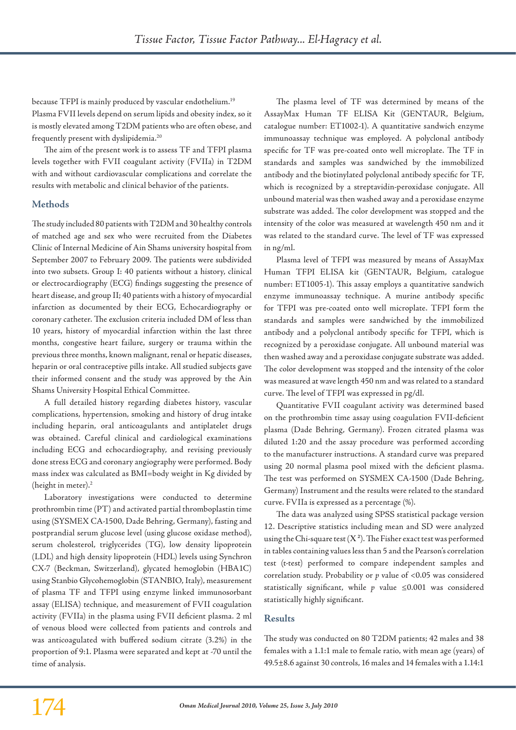because TFPI is mainly produced by vascular endothelium.[19] Plasma FVII levels depend on serum lipids and obesity index, so it is mostly elevated among T2DM patients who are often obese, and frequently present with dyslipidemia.[20]

The aim of the present work is to assess TF and TFPI plasma levels together with FVII coagulant activity (FVIIa) in T2DM with and without cardiovascular complications and correlate the results with metabolic and clinical behavior of the patients.

## Methods

The study included 80 patients with T2DM and 30 healthy controls of matched age and sex who were recruited from the Diabetes Clinic of Internal Medicine of Ain Shams university hospital from September 2007 to February 2009. The patients were subdivided into two subsets. Group I: 40 patients without a history, clinical or electrocardiography (ECG) findings suggesting the presence of heart disease, and group II; 40 patients with a history of myocardial infarction as documented by their ECG, Echocardiography or coronary catheter. The exclusion criteria included DM of less than 10 years, history of myocardial infarction within the last three months, congestive heart failure, surgery or trauma within the previous three months, known malignant, renal or hepatic diseases, heparin or oral contraceptive pills intake. All studied subjects gave their informed consent and the study was approved by the Ain Shams University Hospital Ethical Committee.

A full detailed history regarding diabetes history, vascular complications, hypertension, smoking and history of drug intake including heparin, oral anticoagulants and antiplatelet drugs was obtained. Careful clinical and cardiological examinations including ECG and echocardiography, and revising previously done stress ECG and coronary angiography were performed. Body mass index was calculated as BMI=body weight in Kg divided by (height in meter).[2]

Laboratory investigations were conducted to determine prothrombin time (PT) and activated partial thromboplastin time using (SYSMEX CA-1500, Dade Behring, Germany), fasting and postprandial serum glucose level (using glucose oxidase method), serum cholesterol, triglycerides (TG), low density lipoprotein (LDL) and high density lipoprotein (HDL) levels using Synchron CX-7 (Beckman, Switzerland), glycated hemoglobin (HBA1C) using Stanbio Glycohemoglobin (STANBIO, Italy), measurement of plasma TF and TFPI using enzyme linked immunosorbant assay (ELISA) technique, and measurement of FVII coagulation activity (FVIIa) in the plasma using FVII deficient plasma. 2 ml of venous blood were collected from patients and controls and was anticoagulated with buffered sodium citrate (3.2%) in the proportion of 9:1. Plasma were separated and kept at -70 until the time of analysis.

The plasma level of TF was determined by means of the AssayMax Human TF ELISA Kit (GENTAUR, Belgium, catalogue number: ET1002-1). A quantitative sandwich enzyme immunoassay technique was employed. A polyclonal antibody specific for TF was pre-coated onto well microplate. The TF in standards and samples was sandwiched by the immobilized antibody and the biotinylated polyclonal antibody specific for TF, which is recognized by a streptavidin-peroxidase conjugate. All unbound material was then washed away and a peroxidase enzyme substrate was added. The color development was stopped and the intensity of the color was measured at wavelength 450 nm and it was related to the standard curve. The level of TF was expressed in ng/ml.

Plasma level of TFPI was measured by means of AssayMax Human TFPI ELISA kit (GENTAUR, Belgium, catalogue number: ET1005-1). This assay employs a quantitative sandwich enzyme immunoassay technique. A murine antibody specific for TFPI was pre-coated onto well microplate. TFPI form the standards and samples were sandwiched by the immobilized antibody and a polyclonal antibody specific for TFPI, which is recognized by a peroxidase conjugate. All unbound material was then washed away and a peroxidase conjugate substrate was added. The color development was stopped and the intensity of the color was measured at wave length 450 nm and was related to a standard curve. The level of TFPI was expressed in pg/dl.

Quantitative FVII coagulant activity was determined based on the prothrombin time assay using coagulation FVII-deficient plasma (Dade Behring, Germany). Frozen citrated plasma was diluted 1:20 and the assay procedure was performed according to the manufacturer instructions. A standard curve was prepared using 20 normal plasma pool mixed with the deficient plasma. The test was performed on SYSMEX CA-1500 (Dade Behring, Germany) Instrument and the results were related to the standard curve. FVIIa is expressed as a percentage (%).

The data was analyzed using SPSS statistical package version 12. Descriptive statistics including mean and SD were analyzed using the Chi-square test ($X^2$). The Fisher exact test was performed in tables containing values less than 5 and the Pearson's correlation test (t-test) performed to compare independent samples and correlation study. Probability or $p$ value of <0.05 was considered statistically significant, while $p$ value ≤0.001 was considered statistically highly significant.

## Results

The study was conducted on 80 T2DM patients; 42 males and 38 females with a 1.1:1 male to female ratio, with mean age (years) of 49.5±8.6 against 30 controls, 16 males and 14 females with a 1.14:1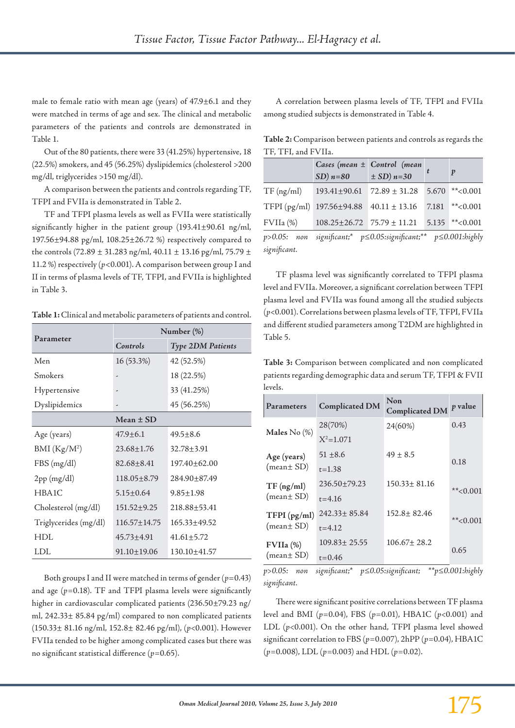male to female ratio with mean age (years) of 47.9±6.1 and they were matched in terms of age and sex. The clinical and metabolic parameters of the patients and controls are demonstrated in Table 1.

Out of the 80 patients, there were 33 (41.25%) hypertensive, 18 (22.5%) smokers, and 45 (56.25%) dyslipidemics (cholesterol >200 mg/dl, triglycerides >150 mg/dl).

A comparison between the patients and controls regarding TF, TFPI and FVIIa is demonstrated in Table 2.

TF and TFPI plasma levels as well as FVIIa were statistically significantly higher in the patient group (193.41±90.61 ng/ml, 197.56±94.88 pg/ml, 108.25±26.72 %) respectively compared to the controls (72.89 ± 31.283 ng/ml, 40.11 ± 13.16 pg/ml, 75.79 ± 11.2 %) respectively ($p<0.001$). A comparison between group I and II in terms of plasma levels of TF, TFPI, and FVIIa is highlighted in Table 3.

**Table 1:** Clinical and metabolic parameters of patients and control.

| Parameter | Number (%) | |
|---|---|---|
| | *Controls* | *Type 2DM Patients* |
| Men | 16 (53.3%) | 42 (52.5%) |
| Smokers | - | 18 (22.5%) |
| Hypertensive | - | 33 (41.25%) |
| Dyslipidemics | - | 45 (56.25%) |
| | **Mean ± SD** | |
| Age (years) | 47.9±6.1 | 49.5±8.6 |
| BMI (Kg/M$^2$) | 23.68±1.76 | 32.78±3.91 |
| FBS (mg/dl) | 82.68±8.41 | 197.40±62.00 |
| 2pp (mg/dl) | 118.05±8.79 | 284.90±87.49 |
| HBA1C | 5.15±0.64 | 9.85±1.98 |
| Cholesterol (mg/dl) | 151.52±9.25 | 218.88±53.41 |
| Triglycerides (mg/dl) | 116.57±14.75 | 165.33±49.52 |
| HDL | 45.73±4.91 | 41.61±5.72 |
| LDL | 91.10±19.06 | 130.10±41.57 |

Both groups I and II were matched in terms of gender ($p=0.43$) and age ($p=0.18$). TF and TFPI plasma levels were significantly higher in cardiovascular complicated patients (236.50±79.23 ng/ml, 242.33± 85.84 pg/ml) compared to non complicated patients (150.33± 81.16 ng/ml, 152.8± 82.46 pg/ml), ($p<0.001$). However FVIIa tended to be higher among complicated cases but there was no significant statistical difference ($p=0.65$).

A correlation between plasma levels of TF, TFPI and FVIIa among studied subjects is demonstrated in Table 4.

**Table 2:** Comparison between patients and controls as regards the TF, TFI, and FVIIa.

| | *Cases (mean ± SD) n=80* | *Control (mean ± SD) n=30* | *t* | *p* |
|---|---|---|---|---|
| TF (ng/ml) | 193.41±90.61 | 72.89 ± 31.28 | 5.670 | **<0.001 |
| TFPI (pg/ml) | 197.56±94.88 | 40.11 ± 13.16 | 7.181 | **<0.001 |
| FVIIa (%) | 108.25±26.72 | 75.79 ± 11.21 | 5.135 | **<0.001 |

*p>0.05: non significant;* p≤0.05:significant;** p≤0.001:highly significant.*

TF plasma level was significantly correlated to TFPI plasma level and FVIIa. Moreover, a significant correlation between TFPI plasma level and FVIIa was found among all the studied subjects ($p<0.001$). Correlations between plasma levels of TF, TFPI, FVIIa and different studied parameters among T2DM are highlighted in Table 5.

**Table 3:** Comparison between complicated and non complicated patients regarding demographic data and serum TF, TFPI & FVII levels.

| Parameters | Complicated DM | Non Complicated DM | p value |
|---|---|---|---|
| **Males** No (%) | 28(70%) $X^2$=1.071 | 24(60%) | 0.43 |
| **Age (years)** (mean± SD) | 51 ±8.6 t=1.38 | 49 ± 8.5 | 0.18 |
| **TF (ng/ml)** (mean± SD) | 236.50±79.23 t=4.16 | 150.33± 81.16 | **<0.001 |
| **TFPI (pg/ml)** (mean± SD) | 242.33± 85.84 t=4.12 | 152.8± 82.46 | **<0.001 |
| **FVIIa (%)** (mean± SD) | 109.83± 25.55 t=0.46 | 106.67± 28.2 | 0.65 |

*p>0.05: non significant;* p≤0.05:significant; **p≤0.001:highly significant.*

There were significant positive correlations between TF plasma level and BMI ($p=0.04$), FBS ($p=0.01$), HBA1C ($p<0.001$) and LDL ($p<0.001$). On the other hand, TFPI plasma level showed significant correlation to FBS ($p=0.007$), 2hPP ($p=0.04$), HBA1C ($p=0.008$), LDL ($p=0.003$) and HDL ($p=0.02$).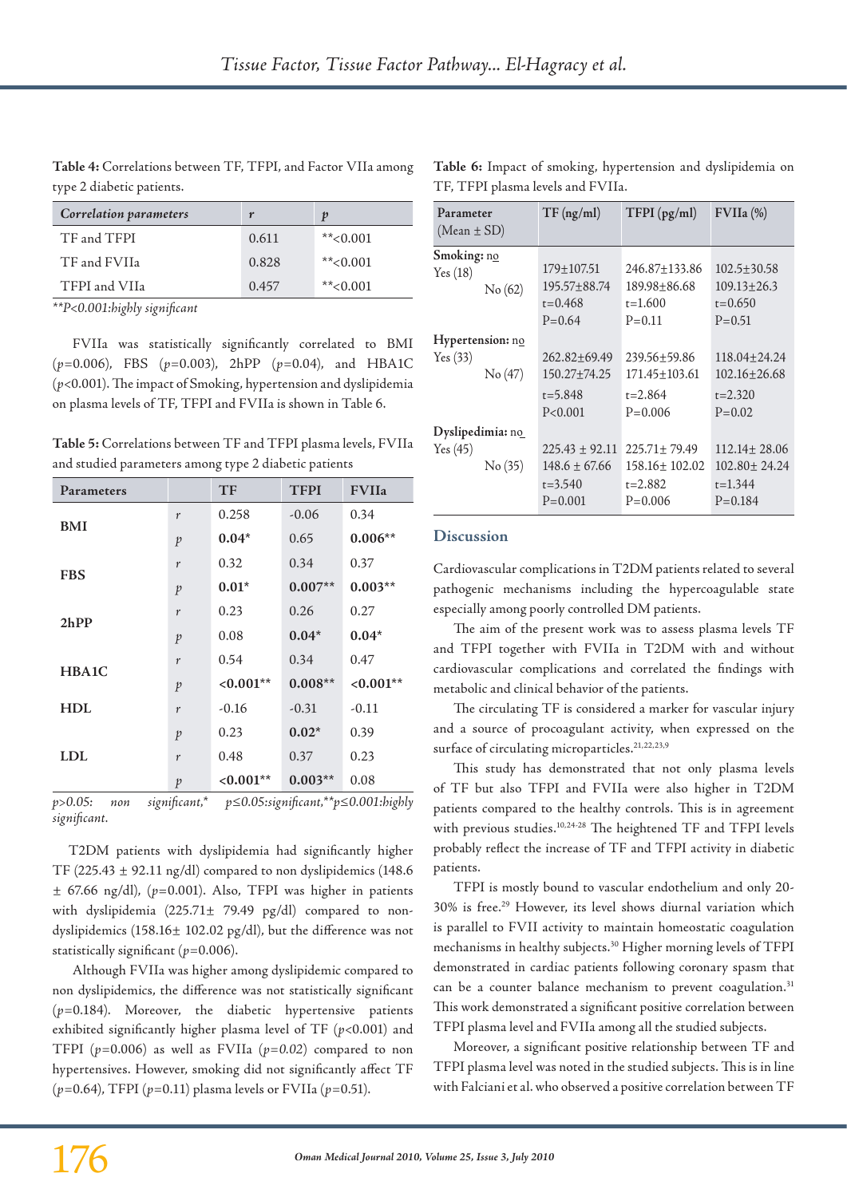**Table 4:** Correlations between TF, TFPI, and Factor VIIa among type 2 diabetic patients.

| *Correlation parameters* | *r* | *p* |
|---|---|---|
| TF and TFPI | 0.611 | **<0.001 |
| TF and FVIIa | 0.828 | **<0.001 |
| TFPI and VIIa | 0.457 | **<0.001 |

*\*\*P<0.001:highly significant*

FVIIa was statistically significantly correlated to BMI (*p*=0.006), FBS (*p*=0.003), 2hPP (*p*=0.04), and HBA1C (*p*<0.001). The impact of Smoking, hypertension and dyslipidemia on plasma levels of TF, TFPI and FVIIa is shown in Table 6.

**Table 5:** Correlations between TF and TFPI plasma levels, FVIIa and studied parameters among type 2 diabetic patients

| Parameters | | TF | TFPI | FVIIa |
|---|---|---|---|---|
| **BMI** | *r* | 0.258 | -0.06 | 0.34 |
| | *p* | **0.04*** | 0.65 | **0.006**** |
| **FBS** | *r* | 0.32 | 0.34 | 0.37 |
| | *p* | **0.01*** | **0.007**** | **0.003**** |
| **2hPP** | *r* | 0.23 | 0.26 | 0.27 |
| | *p* | 0.08 | **0.04*** | **0.04*** |
| **HBA1C** | *r* | 0.54 | 0.34 | 0.47 |
| | *p* | **<0.001**** | **0.008**** | **<0.001**** |
| **HDL** | *r* | -0.16 | -0.31 | -0.11 |
| | *p* | 0.23 | **0.02*** | 0.39 |
| **LDL** | *r* | 0.48 | 0.37 | 0.23 |
| | *p* | **<0.001**** | **0.003**** | 0.08 |

*p>0.05: non significant,\* p≤0.05:significant,\*\*p≤0.001:highly significant.*

T2DM patients with dyslipidemia had significantly higher TF (225.43 ± 92.11 ng/dl) compared to non dyslipidemics (148.6 ± 67.66 ng/dl), (*p*=0.001). Also, TFPI was higher in patients with dyslipidemia (225.71± 79.49 pg/dl) compared to non-dyslipidemics (158.16± 102.02 pg/dl), but the difference was not statistically significant (*p*=0.006).

Although FVIIa was higher among dyslipidemic compared to non dyslipidemics, the difference was not statistically significant (*p*=0.184). Moreover, the diabetic hypertensive patients exhibited significantly higher plasma level of TF (*p*<0.001) and TFPI (*p*=0.006) as well as FVIIa (*p*=0.02) compared to non hypertensives. However, smoking did not significantly affect TF (*p*=0.64), TFPI (*p*=0.11) plasma levels or FVIIa (*p*=0.51).

**Table 6:** Impact of smoking, hypertension and dyslipidemia on TF, TFPI plasma levels and FVIIa.

| Parameter (Mean ± SD) | TF (ng/ml) | TFPI (pg/ml) | FVIIa (%) |
|---|---|---|---|
| **Smoking:** no | | | |
| Yes (18) | 179±107.51 | 246.87±133.86 | 102.5±30.58 |
| No (62) | 195.57±88.74 | 189.98±86.68 | 109.13±26.3 |
| | t=0.468 | t=1.600 | t=0.650 |
| | P=0.64 | P=0.11 | P=0.51 |
| **Hypertension:** no | | | |
| Yes (33) | 262.82±69.49 | 239.56±59.86 | 118.04±24.24 |
| No (47) | 150.27±74.25 | 171.45±103.61 | 102.16±26.68 |
| | t=5.848 | t=2.864 | t=2.320 |
| | P<0.001 | P=0.006 | P=0.02 |
| **Dyslipedimia:** no | | | |
| Yes (45) | 225.43 ± 92.11 | 225.71± 79.49 | 112.14± 28.06 |
| No (35) | 148.6 ± 67.66 | 158.16± 102.02 | 102.80± 24.24 |
| | t=3.540 | t=2.882 | t=1.344 |
| | P=0.001 | P=0.006 | P=0.184 |

## Discussion

Cardiovascular complications in T2DM patients related to several pathogenic mechanisms including the hypercoagulable state especially among poorly controlled DM patients.

The aim of the present work was to assess plasma levels TF and TFPI together with FVIIa in T2DM with and without cardiovascular complications and correlated the findings with metabolic and clinical behavior of the patients.

The circulating TF is considered a marker for vascular injury and a source of procoagulant activity, when expressed on the surface of circulating microparticles.[21,22,23,9]

This study has demonstrated that not only plasma levels of TF but also TFPI and FVIIa were also higher in T2DM patients compared to the healthy controls. This is in agreement with previous studies.[10,24-28] The heightened TF and TFPI levels probably reflect the increase of TF and TFPI activity in diabetic patients.

TFPI is mostly bound to vascular endothelium and only 20-30% is free.[29] However, its level shows diurnal variation which is parallel to FVII activity to maintain homeostatic coagulation mechanisms in healthy subjects.[30] Higher morning levels of TFPI demonstrated in cardiac patients following coronary spasm that can be a counter balance mechanism to prevent coagulation.[31] This work demonstrated a significant positive correlation between TFPI plasma level and FVIIa among all the studied subjects.

Moreover, a significant positive relationship between TF and TFPI plasma level was noted in the studied subjects. This is in line with Falciani et al. who observed a positive correlation between TF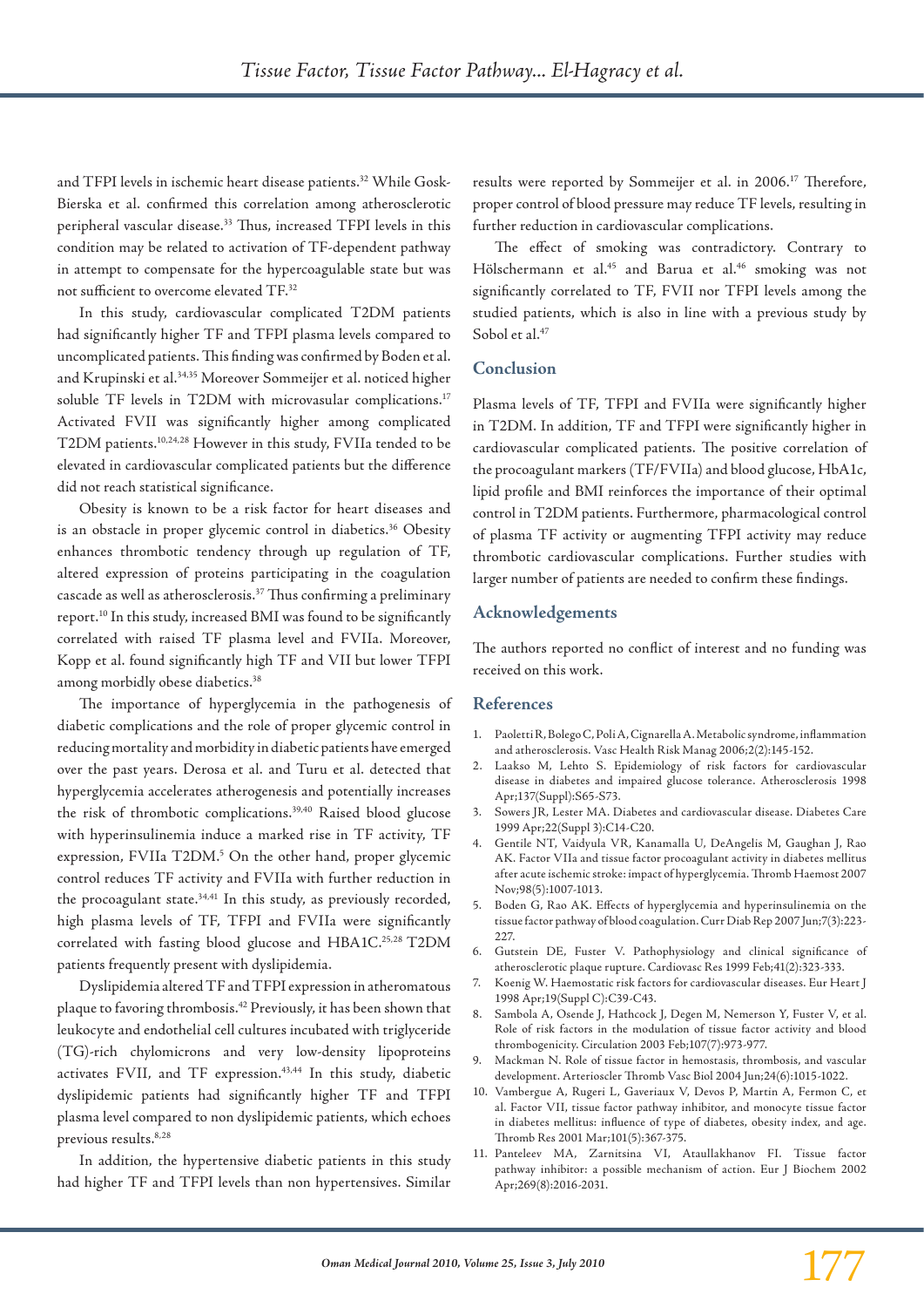and TFPI levels in ischemic heart disease patients.[32] While Gosk-Bierska et al. confirmed this correlation among atherosclerotic peripheral vascular disease.[33] Thus, increased TFPI levels in this condition may be related to activation of TF-dependent pathway in attempt to compensate for the hypercoagulable state but was not sufficient to overcome elevated TF.[32]

In this study, cardiovascular complicated T2DM patients had significantly higher TF and TFPI plasma levels compared to uncomplicated patients. This finding was confirmed by Boden et al. and Krupinski et al.[34,35] Moreover Sommeijer et al. noticed higher soluble TF levels in T2DM with microvasular complications.[17] Activated FVII was significantly higher among complicated T2DM patients.[10,24,28] However in this study, FVIIa tended to be elevated in cardiovascular complicated patients but the difference did not reach statistical significance.

Obesity is known to be a risk factor for heart diseases and is an obstacle in proper glycemic control in diabetics.[36] Obesity enhances thrombotic tendency through up regulation of TF, altered expression of proteins participating in the coagulation cascade as well as atherosclerosis.[37] Thus confirming a preliminary report.[10] In this study, increased BMI was found to be significantly correlated with raised TF plasma level and FVIIa. Moreover, Kopp et al. found significantly high TF and VII but lower TFPI among morbidly obese diabetics.[38]

The importance of hyperglycemia in the pathogenesis of diabetic complications and the role of proper glycemic control in reducing mortality and morbidity in diabetic patients have emerged over the past years. Derosa et al. and Turu et al. detected that hyperglycemia accelerates atherogenesis and potentially increases the risk of thrombotic complications.[39,40] Raised blood glucose with hyperinsulinemia induce a marked rise in TF activity, TF expression, FVIIa T2DM.[5] On the other hand, proper glycemic control reduces TF activity and FVIIa with further reduction in the procoagulant state.[34,41] In this study, as previously recorded, high plasma levels of TF, TFPI and FVIIa were significantly correlated with fasting blood glucose and HBA1C.[25,28] T2DM patients frequently present with dyslipidemia.

Dyslipidemia altered TF and TFPI expression in atheromatous plaque to favoring thrombosis.[42] Previously, it has been shown that leukocyte and endothelial cell cultures incubated with triglyceride (TG)-rich chylomicrons and very low-density lipoproteins activates FVII, and TF expression.[43,44] In this study, diabetic dyslipidemic patients had significantly higher TF and TFPI plasma level compared to non dyslipidemic patients, which echoes previous results.[8,28]

In addition, the hypertensive diabetic patients in this study had higher TF and TFPI levels than non hypertensives. Similar results were reported by Sommeijer et al. in 2006.[17] Therefore, proper control of blood pressure may reduce TF levels, resulting in further reduction in cardiovascular complications.

The effect of smoking was contradictory. Contrary to Hölschermann et al.[45] and Barua et al.[46] smoking was not significantly correlated to TF, FVII nor TFPI levels among the studied patients, which is also in line with a previous study by Sobol et al.[47]

## Conclusion

Plasma levels of TF, TFPI and FVIIa were significantly higher in T2DM. In addition, TF and TFPI were significantly higher in cardiovascular complicated patients. The positive correlation of the procoagulant markers (TF/FVIIa) and blood glucose, HbA1c, lipid profile and BMI reinforces the importance of their optimal control in T2DM patients. Furthermore, pharmacological control of plasma TF activity or augmenting TFPI activity may reduce thrombotic cardiovascular complications. Further studies with larger number of patients are needed to confirm these findings.

## Acknowledgements

The authors reported no conflict of interest and no funding was received on this work.

## References

1. Paoletti R, Bolego C, Poli A, Cignarella A. Metabolic syndrome, inflammation and atherosclerosis. Vasc Health Risk Manag 2006;2(2):145-152.
2. Laakso M, Lehto S. Epidemiology of risk factors for cardiovascular disease in diabetes and impaired glucose tolerance. Atherosclerosis 1998 Apr;137(Suppl):S65-S73.
3. Sowers JR, Lester MA. Diabetes and cardiovascular disease. Diabetes Care 1999 Apr;22(Suppl 3):C14-C20.
4. Gentile NT, Vaidyula VR, Kanamalla U, DeAngelis M, Gaughan J, Rao AK. Factor VIIa and tissue factor procoagulant activity in diabetes mellitus after acute ischemic stroke: impact of hyperglycemia. Thromb Haemost 2007 Nov;98(5):1007-1013.
5. Boden G, Rao AK. Effects of hyperglycemia and hyperinsulinemia on the tissue factor pathway of blood coagulation. Curr Diab Rep 2007 Jun;7(3):223-227.
6. Gutstein DE, Fuster V. Pathophysiology and clinical significance of atherosclerotic plaque rupture. Cardiovasc Res 1999 Feb;41(2):323-333.
7. Koenig W. Haemostatic risk factors for cardiovascular diseases. Eur Heart J 1998 Apr;19(Suppl C):C39-C43.
8. Sambola A, Osende J, Hathcock J, Degen M, Nemerson Y, Fuster V, et al. Role of risk factors in the modulation of tissue factor activity and blood thrombogenicity. Circulation 2003 Feb;107(7):973-977.
9. Mackman N. Role of tissue factor in hemostasis, thrombosis, and vascular development. Arterioscler Thromb Vasc Biol 2004 Jun;24(6):1015-1022.
10. Vambergue A, Rugeri L, Gaveriaux V, Devos P, Martin A, Fermon C, et al. Factor VII, tissue factor pathway inhibitor, and monocyte tissue factor in diabetes mellitus: influence of type of diabetes, obesity index, and age. Thromb Res 2001 Mar;101(5):367-375.
11. Panteleev MA, Zarnitsina VI, Ataullakhanov FI. Tissue factor pathway inhibitor: a possible mechanism of action. Eur J Biochem 2002 Apr;269(8):2016-2031.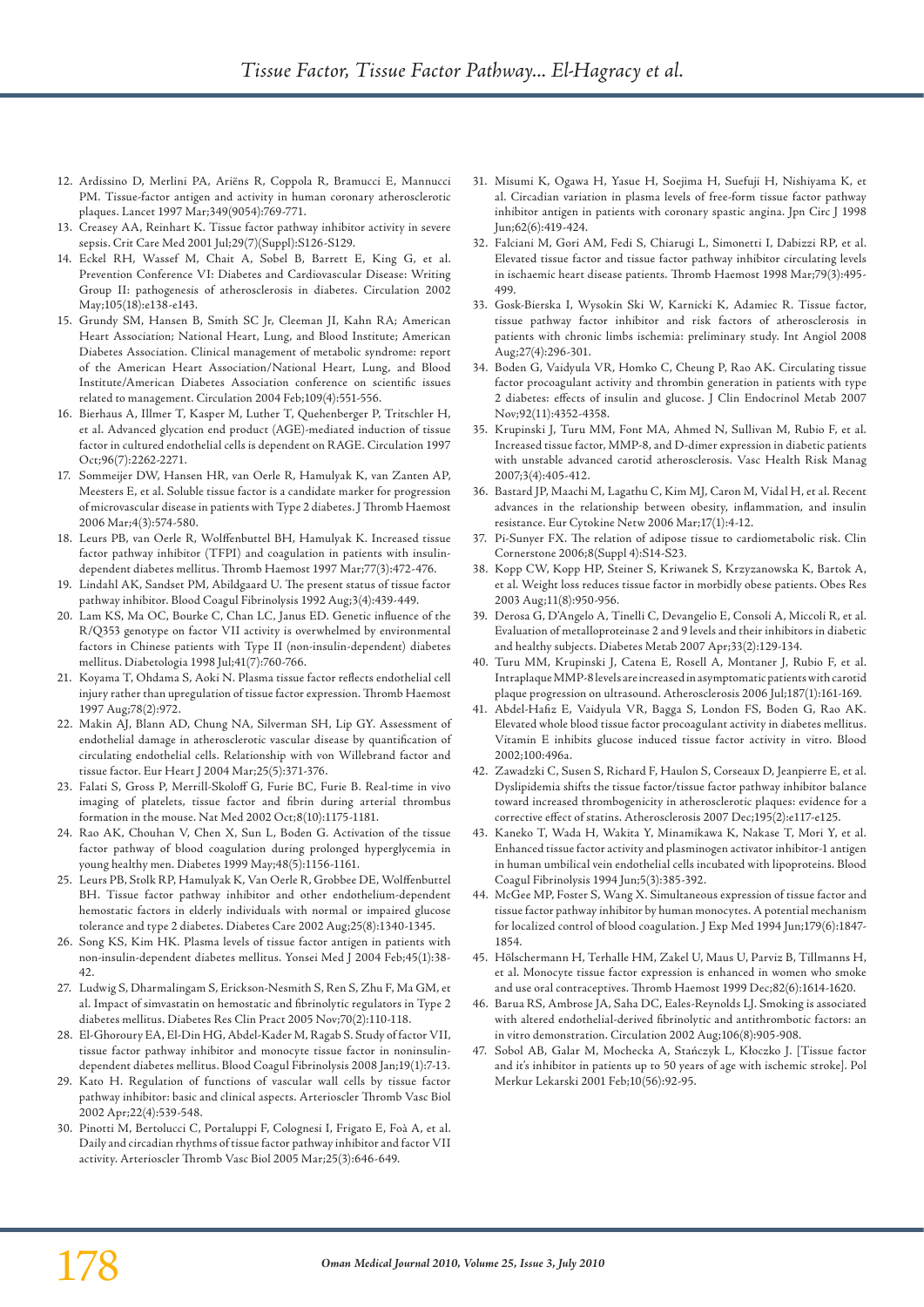12. Ardissino D, Merlini PA, Ariëns R, Coppola R, Bramucci E, Mannucci PM. Tissue-factor antigen and activity in human coronary atherosclerotic plaques. Lancet 1997 Mar;349(9054):769-771.
13. Creasey AA, Reinhart K. Tissue factor pathway inhibitor activity in severe sepsis. Crit Care Med 2001 Jul;29(7)(Suppl):S126-S129.
14. Eckel RH, Wassef M, Chait A, Sobel B, Barrett E, King G, et al. Prevention Conference VI: Diabetes and Cardiovascular Disease: Writing Group II: pathogenesis of atherosclerosis in diabetes. Circulation 2002 May;105(18):e138-e143.
15. Grundy SM, Hansen B, Smith SC Jr, Cleeman JI, Kahn RA; American Heart Association; National Heart, Lung, and Blood Institute; American Diabetes Association. Clinical management of metabolic syndrome: report of the American Heart Association/National Heart, Lung, and Blood Institute/American Diabetes Association conference on scientific issues related to management. Circulation 2004 Feb;109(4):551-556.
16. Bierhaus A, Illmer T, Kasper M, Luther T, Quehenberger P, Tritschler H, et al. Advanced glycation end product (AGE)-mediated induction of tissue factor in cultured endothelial cells is dependent on RAGE. Circulation 1997 Oct;96(7):2262-2271.
17. Sommeijer DW, Hansen HR, van Oerle R, Hamulyak K, van Zanten AP, Meesters E, et al. Soluble tissue factor is a candidate marker for progression of microvascular disease in patients with Type 2 diabetes. J Thromb Haemost 2006 Mar;4(3):574-580.
18. Leurs PB, van Oerle R, Wolffenbuttel BH, Hamulyak K. Increased tissue factor pathway inhibitor (TFPI) and coagulation in patients with insulin-dependent diabetes mellitus. Thromb Haemost 1997 Mar;77(3):472-476.
19. Lindahl AK, Sandset PM, Abildgaard U. The present status of tissue factor pathway inhibitor. Blood Coagul Fibrinolysis 1992 Aug;3(4):439-449.
20. Lam KS, Ma OC, Bourke C, Chan LC, Janus ED. Genetic influence of the R/Q353 genotype on factor VII activity is overwhelmed by environmental factors in Chinese patients with Type II (non-insulin-dependent) diabetes mellitus. Diabetologia 1998 Jul;41(7):760-766.
21. Koyama T, Ohdama S, Aoki N. Plasma tissue factor reflects endothelial cell injury rather than upregulation of tissue factor expression. Thromb Haemost 1997 Aug;78(2):972.
22. Makin AJ, Blann AD, Chung NA, Silverman SH, Lip GY. Assessment of endothelial damage in atherosclerotic vascular disease by quantification of circulating endothelial cells. Relationship with von Willebrand factor and tissue factor. Eur Heart J 2004 Mar;25(5):371-376.
23. Falati S, Gross P, Merrill-Skoloff G, Furie BC, Furie B. Real-time in vivo imaging of platelets, tissue factor and fibrin during arterial thrombus formation in the mouse. Nat Med 2002 Oct;8(10):1175-1181.
24. Rao AK, Chouhan V, Chen X, Sun L, Boden G. Activation of the tissue factor pathway of blood coagulation during prolonged hyperglycemia in young healthy men. Diabetes 1999 May;48(5):1156-1161.
25. Leurs PB, Stolk RP, Hamulyak K, Van Oerle R, Grobbee DE, Wolffenbuttel BH. Tissue factor pathway inhibitor and other endothelium-dependent hemostatic factors in elderly individuals with normal or impaired glucose tolerance and type 2 diabetes. Diabetes Care 2002 Aug;25(8):1340-1345.
26. Song KS, Kim HK. Plasma levels of tissue factor antigen in patients with non-insulin-dependent diabetes mellitus. Yonsei Med J 2004 Feb;45(1):38-42.
27. Ludwig S, Dharmalingam S, Erickson-Nesmith S, Ren S, Zhu F, Ma GM, et al. Impact of simvastatin on hemostatic and fibrinolytic regulators in Type 2 diabetes mellitus. Diabetes Res Clin Pract 2005 Nov;70(2):110-118.
28. El-Ghoroury EA, El-Din HG, Abdel-Kader M, Ragab S. Study of factor VII, tissue factor pathway inhibitor and monocyte tissue factor in noninsulin-dependent diabetes mellitus. Blood Coagul Fibrinolysis 2008 Jan;19(1):7-13.
29. Kato H. Regulation of functions of vascular wall cells by tissue factor pathway inhibitor: basic and clinical aspects. Arterioscler Thromb Vasc Biol 2002 Apr;22(4):539-548.
30. Pinotti M, Bertolucci C, Portaluppi F, Colognesi I, Frigato E, Foà A, et al. Daily and circadian rhythms of tissue factor pathway inhibitor and factor VII activity. Arterioscler Thromb Vasc Biol 2005 Mar;25(3):646-649.
31. Misumi K, Ogawa H, Yasue H, Soejima H, Suefuji H, Nishiyama K, et al. Circadian variation in plasma levels of free-form tissue factor pathway inhibitor antigen in patients with coronary spastic angina. Jpn Circ J 1998 Jun;62(6):419-424.
32. Falciani M, Gori AM, Fedi S, Chiarugi L, Simonetti I, Dabizzi RP, et al. Elevated tissue factor and tissue factor pathway inhibitor circulating levels in ischaemic heart disease patients. Thromb Haemost 1998 Mar;79(3):495-499.
33. Gosk-Bierska I, Wysokin Ski W, Karnicki K, Adamiec R. Tissue factor, tissue pathway factor inhibitor and risk factors of atherosclerosis in patients with chronic limbs ischemia: preliminary study. Int Angiol 2008 Aug;27(4):296-301.
34. Boden G, Vaidyula VR, Homko C, Cheung P, Rao AK. Circulating tissue factor procoagulant activity and thrombin generation in patients with type 2 diabetes: effects of insulin and glucose. J Clin Endocrinol Metab 2007 Nov;92(11):4352-4358.
35. Krupinski J, Turu MM, Font MA, Ahmed N, Sullivan M, Rubio F, et al. Increased tissue factor, MMP-8, and D-dimer expression in diabetic patients with unstable advanced carotid atherosclerosis. Vasc Health Risk Manag 2007;3(4):405-412.
36. Bastard JP, Maachi M, Lagathu C, Kim MJ, Caron M, Vidal H, et al. Recent advances in the relationship between obesity, inflammation, and insulin resistance. Eur Cytokine Netw 2006 Mar;17(1):4-12.
37. Pi-Sunyer FX. The relation of adipose tissue to cardiometabolic risk. Clin Cornerstone 2006;8(Suppl 4):S14-S23.
38. Kopp CW, Kopp HP, Steiner S, Kriwanek S, Krzyzanowska K, Bartok A, et al. Weight loss reduces tissue factor in morbidly obese patients. Obes Res 2003 Aug;11(8):950-956.
39. Derosa G, D'Angelo A, Tinelli C, Devangelio E, Consoli A, Miccoli R, et al. Evaluation of metalloproteinase 2 and 9 levels and their inhibitors in diabetic and healthy subjects. Diabetes Metab 2007 Apr;33(2):129-134.
40. Turu MM, Krupinski J, Catena E, Rosell A, Montaner J, Rubio F, et al. Intraplaque MMP-8 levels are increased in asymptomatic patients with carotid plaque progression on ultrasound. Atherosclerosis 2006 Jul;187(1):161-169.
41. Abdel-Hafiz E, Vaidyula VR, Bagga S, London FS, Boden GH, Rao AK. Elevated whole blood tissue factor procoagulant activity in diabetes mellitus. Vitamin E inhibits glucose induced tissue factor activity in vitro. Blood 2002;100:496a.
42. Zawadzki C, Susen S, Richard F, Haulon S, Corseaux D, Jeanpierre E, et al. Dyslipidemia shifts the tissue factor/tissue factor pathway inhibitor balance toward increased thrombogenicity in atherosclerotic plaques: evidence for a corrective effect of statins. Atherosclerosis 2007 Dec;195(2):e117-e125.
43. Kaneko T, Wada H, Wakita Y, Minamikawa K, Nakase T, Mori Y, et al. Enhanced tissue factor activity and plasminogen activator inhibitor-1 antigen in human umbilical vein endothelial cells incubated with lipoproteins. Blood Coagul Fibrinolysis 1994 Jun;5(3):385-392.
44. McGee MP, Foster S, Wang X. Simultaneous expression of tissue factor and tissue factor pathway inhibitor by human monocytes. A potential mechanism for localized control of blood coagulation. J Exp Med 1994 Jun;179(6):1847-1854.
45. Hölschermann H, Terhalle HM, Zakel U, Maus U, Parviz B, Tillmanns H, et al. Monocyte tissue factor expression is enhanced in women who smoke and use oral contraceptives. Thromb Haemost 1999 Dec;82(6):1614-1620.
46. Barua RS, Ambrose JA, Saha DC, Eales-Reynolds LJ. Smoking is associated with altered endothelial-derived fibrinolytic and antithrombotic factors: an in vitro demonstration. Circulation 2002 Aug;106(8):905-908.
47. Sobol AB, Galar M, Mochecka A, Stańczyk L, Kłoczko J. [Tissue factor and it's inhibitor in patients up to 50 years of age with ischemic stroke]. Pol Merkur Lekarski 2001 Feb;10(56):92-95.